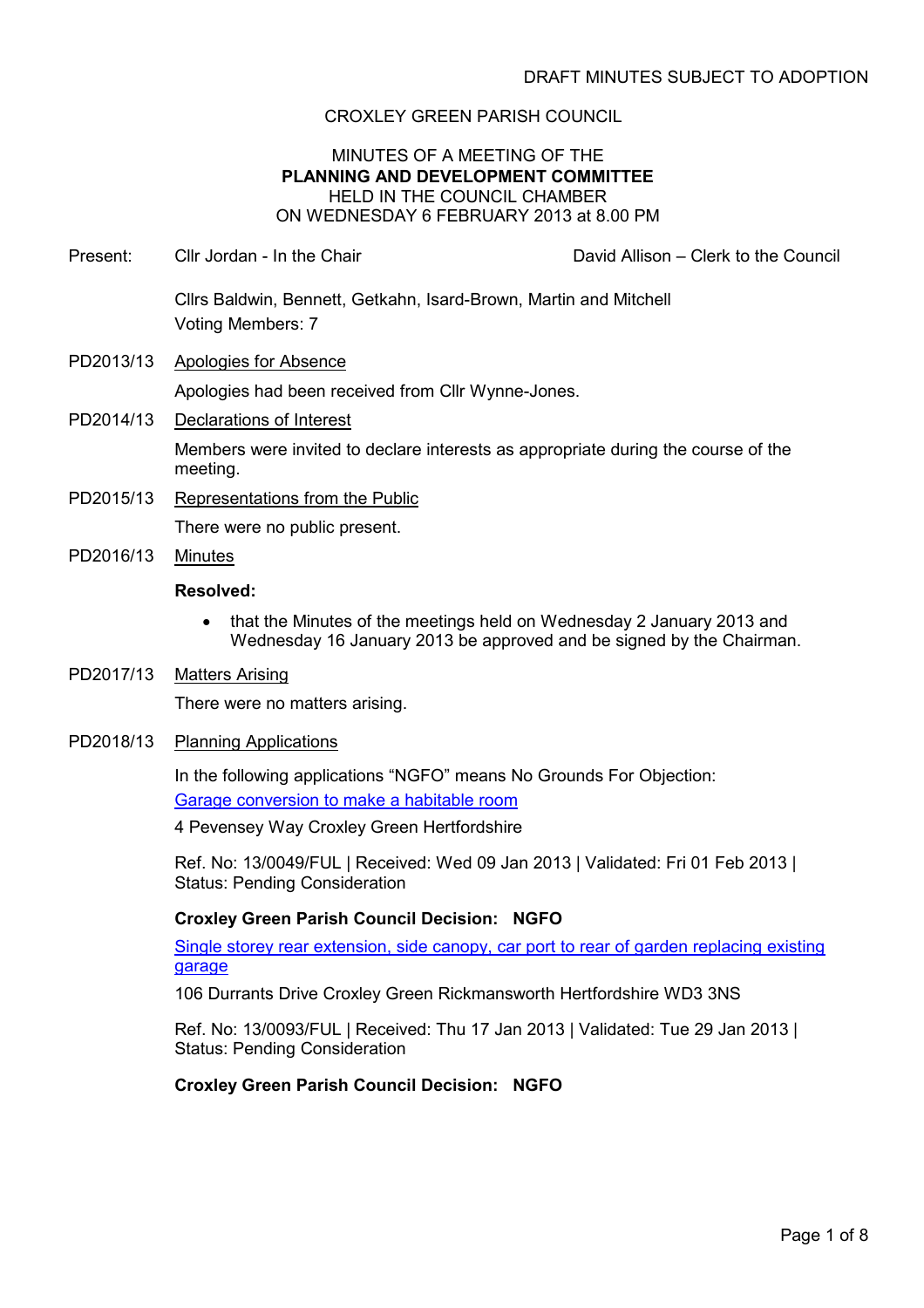DRAFT MINUTES SUBJECT TO ADOPTION

CROXLEY GREEN PARISH COUNCIL

MINUTES OF A MEETING OF THE
**PLANNING AND DEVELOPMENT COMMITTEE**
HELD IN THE COUNCIL CHAMBER
ON WEDNESDAY 6 FEBRUARY 2013 at 8.00 PM

Present: Cllr Jordan - In the Chair — David Allison – Clerk to the Council

Cllrs Baldwin, Bennett, Getkahn, Isard-Brown, Martin and Mitchell
Voting Members: 7

PD2013/13 Apologies for Absence

Apologies had been received from Cllr Wynne-Jones.

PD2014/13 Declarations of Interest

Members were invited to declare interests as appropriate during the course of the meeting.

PD2015/13 Representations from the Public

There were no public present.

PD2016/13 Minutes

**Resolved:**

- that the Minutes of the meetings held on Wednesday 2 January 2013 and Wednesday 16 January 2013 be approved and be signed by the Chairman.

PD2017/13 Matters Arising

There were no matters arising.

PD2018/13 Planning Applications

In the following applications "NGFO" means No Grounds For Objection:

Garage conversion to make a habitable room

4 Pevensey Way Croxley Green Hertfordshire

Ref. No: 13/0049/FUL | Received: Wed 09 Jan 2013 | Validated: Fri 01 Feb 2013 | Status: Pending Consideration

**Croxley Green Parish Council Decision: NGFO**

Single storey rear extension, side canopy, car port to rear of garden replacing existing garage

106 Durrants Drive Croxley Green Rickmansworth Hertfordshire WD3 3NS

Ref. No: 13/0093/FUL | Received: Thu 17 Jan 2013 | Validated: Tue 29 Jan 2013 | Status: Pending Consideration

**Croxley Green Parish Council Decision: NGFO**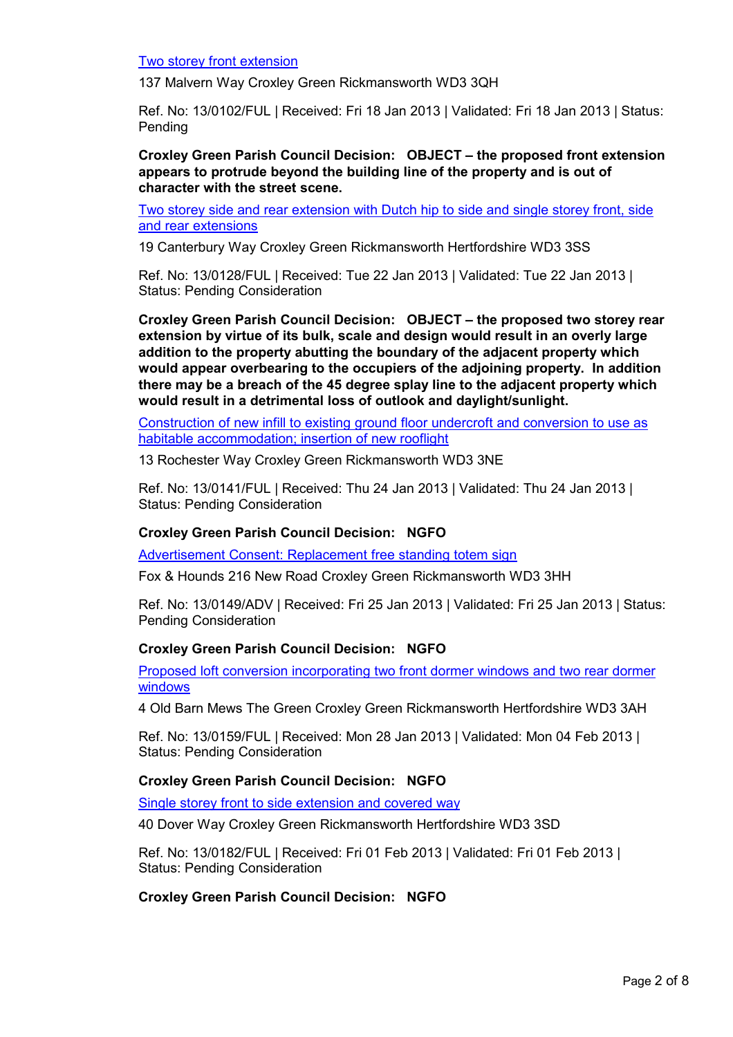[Two storey front extension]

137 Malvern Way Croxley Green Rickmansworth WD3 3QH

Ref. No: 13/0102/FUL | Received: Fri 18 Jan 2013 | Validated: Fri 18 Jan 2013 | Status: Pending

**Croxley Green Parish Council Decision: OBJECT – the proposed front extension appears to protrude beyond the building line of the property and is out of character with the street scene.**

[Two storey side and rear extension with Dutch hip to side and single storey front, side and rear extensions]

19 Canterbury Way Croxley Green Rickmansworth Hertfordshire WD3 3SS

Ref. No: 13/0128/FUL | Received: Tue 22 Jan 2013 | Validated: Tue 22 Jan 2013 | Status: Pending Consideration

**Croxley Green Parish Council Decision: OBJECT – the proposed two storey rear extension by virtue of its bulk, scale and design would result in an overly large addition to the property abutting the boundary of the adjacent property which would appear overbearing to the occupiers of the adjoining property. In addition there may be a breach of the 45 degree splay line to the adjacent property which would result in a detrimental loss of outlook and daylight/sunlight.**

[Construction of new infill to existing ground floor undercroft and conversion to use as habitable accommodation; insertion of new rooflight]

13 Rochester Way Croxley Green Rickmansworth WD3 3NE

Ref. No: 13/0141/FUL | Received: Thu 24 Jan 2013 | Validated: Thu 24 Jan 2013 | Status: Pending Consideration

**Croxley Green Parish Council Decision: NGFO**

[Advertisement Consent: Replacement free standing totem sign]

Fox & Hounds 216 New Road Croxley Green Rickmansworth WD3 3HH

Ref. No: 13/0149/ADV | Received: Fri 25 Jan 2013 | Validated: Fri 25 Jan 2013 | Status: Pending Consideration

**Croxley Green Parish Council Decision: NGFO**

[Proposed loft conversion incorporating two front dormer windows and two rear dormer windows]

4 Old Barn Mews The Green Croxley Green Rickmansworth Hertfordshire WD3 3AH

Ref. No: 13/0159/FUL | Received: Mon 28 Jan 2013 | Validated: Mon 04 Feb 2013 | Status: Pending Consideration

**Croxley Green Parish Council Decision: NGFO**

[Single storey front to side extension and covered way]

40 Dover Way Croxley Green Rickmansworth Hertfordshire WD3 3SD

Ref. No: 13/0182/FUL | Received: Fri 01 Feb 2013 | Validated: Fri 01 Feb 2013 | Status: Pending Consideration

**Croxley Green Parish Council Decision: NGFO**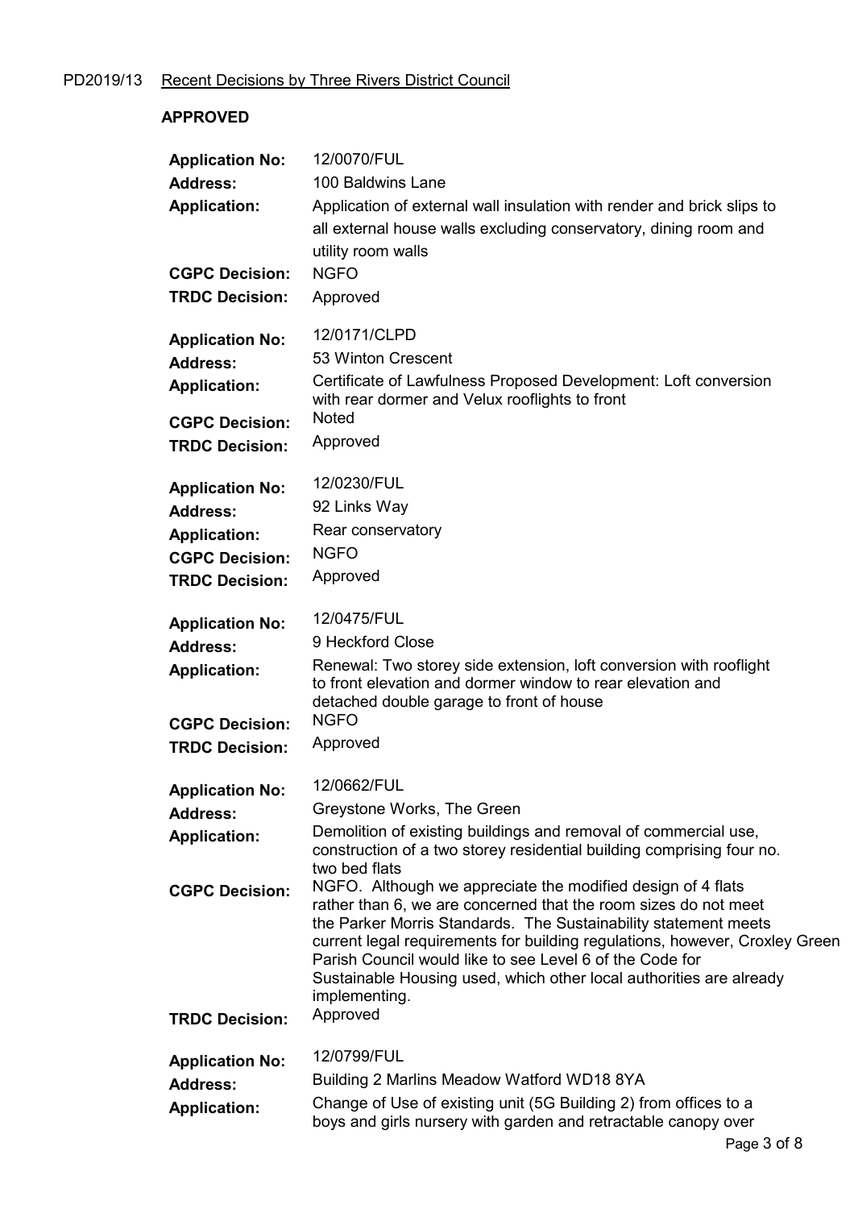PD2019/13 Recent Decisions by Three Rivers District Council

**APPROVED**

| | |
|---|---|
| **Application No:** | 12/0070/FUL |
| **Address:** | 100 Baldwins Lane |
| **Application:** | Application of external wall insulation with render and brick slips to all external house walls excluding conservatory, dining room and utility room walls |
| **CGPC Decision:** | NGFO |
| **TRDC Decision:** | Approved |

| | |
|---|---|
| **Application No:** | 12/0171/CLPD |
| **Address:** | 53 Winton Crescent |
| **Application:** | Certificate of Lawfulness Proposed Development: Loft conversion with rear dormer and Velux rooflights to front |
| **CGPC Decision:** | Noted |
| **TRDC Decision:** | Approved |

| | |
|---|---|
| **Application No:** | 12/0230/FUL |
| **Address:** | 92 Links Way |
| **Application:** | Rear conservatory |
| **CGPC Decision:** | NGFO |
| **TRDC Decision:** | Approved |

| | |
|---|---|
| **Application No:** | 12/0475/FUL |
| **Address:** | 9 Heckford Close |
| **Application:** | Renewal: Two storey side extension, loft conversion with rooflight to front elevation and dormer window to rear elevation and detached double garage to front of house |
| **CGPC Decision:** | NGFO |
| **TRDC Decision:** | Approved |

| | |
|---|---|
| **Application No:** | 12/0662/FUL |
| **Address:** | Greystone Works, The Green |
| **Application:** | Demolition of existing buildings and removal of commercial use, construction of a two storey residential building comprising four no. two bed flats |
| **CGPC Decision:** | NGFO. Although we appreciate the modified design of 4 flats rather than 6, we are concerned that the room sizes do not meet the Parker Morris Standards. The Sustainability statement meets current legal requirements for building regulations, however, Croxley Green Parish Council would like to see Level 6 of the Code for Sustainable Housing used, which other local authorities are already implementing. |
| **TRDC Decision:** | Approved |

| | |
|---|---|
| **Application No:** | 12/0799/FUL |
| **Address:** | Building 2 Marlins Meadow Watford WD18 8YA |
| **Application:** | Change of Use of existing unit (5G Building 2) from offices to a boys and girls nursery with garden and retractable canopy over |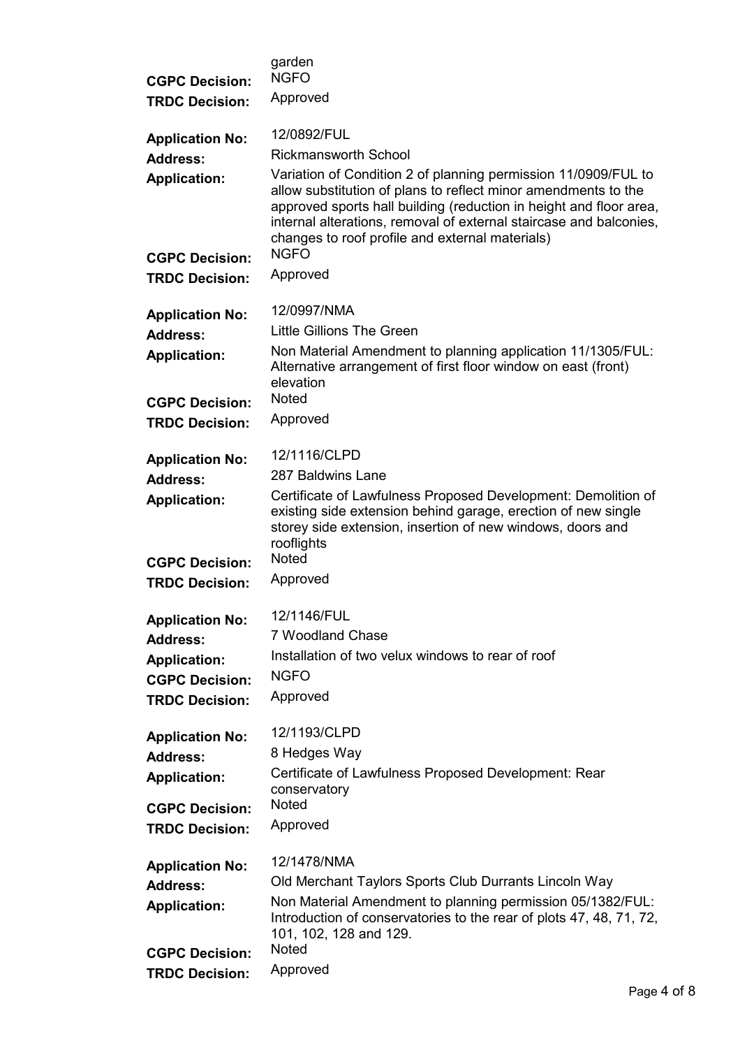garden

**CGPC Decision:** NGFO
**TRDC Decision:** Approved

**Application No:** 12/0892/FUL
**Address:** Rickmansworth School
**Application:** Variation of Condition 2 of planning permission 11/0909/FUL to allow substitution of plans to reflect minor amendments to the approved sports hall building (reduction in height and floor area, internal alterations, removal of external staircase and balconies, changes to roof profile and external materials)
**CGPC Decision:** NGFO
**TRDC Decision:** Approved

**Application No:** 12/0997/NMA
**Address:** Little Gillions The Green
**Application:** Non Material Amendment to planning application 11/1305/FUL: Alternative arrangement of first floor window on east (front) elevation
**CGPC Decision:** Noted
**TRDC Decision:** Approved

**Application No:** 12/1116/CLPD
**Address:** 287 Baldwins Lane
**Application:** Certificate of Lawfulness Proposed Development: Demolition of existing side extension behind garage, erection of new single storey side extension, insertion of new windows, doors and rooflights
**CGPC Decision:** Noted
**TRDC Decision:** Approved

**Application No:** 12/1146/FUL
**Address:** 7 Woodland Chase
**Application:** Installation of two velux windows to rear of roof
**CGPC Decision:** NGFO
**TRDC Decision:** Approved

**Application No:** 12/1193/CLPD
**Address:** 8 Hedges Way
**Application:** Certificate of Lawfulness Proposed Development: Rear conservatory
**CGPC Decision:** Noted
**TRDC Decision:** Approved

**Application No:** 12/1478/NMA
**Address:** Old Merchant Taylors Sports Club Durrants Lincoln Way
**Application:** Non Material Amendment to planning permission 05/1382/FUL: Introduction of conservatories to the rear of plots 47, 48, 71, 72, 101, 102, 128 and 129.
**CGPC Decision:** Noted
**TRDC Decision:** Approved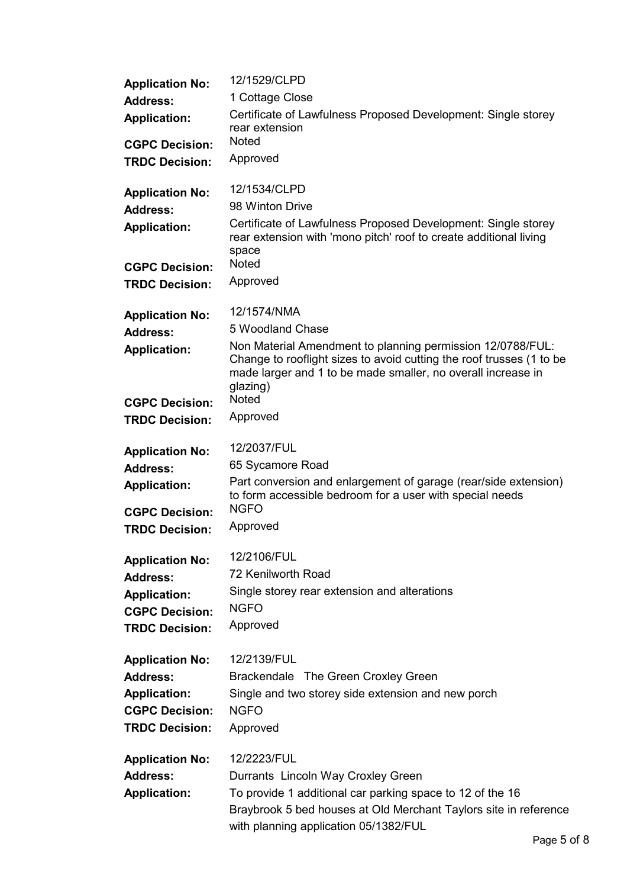**Application No:** 12/1529/CLPD
**Address:** 1 Cottage Close
**Application:** Certificate of Lawfulness Proposed Development: Single storey rear extension
**CGPC Decision:** Noted
**TRDC Decision:** Approved

**Application No:** 12/1534/CLPD
**Address:** 98 Winton Drive
**Application:** Certificate of Lawfulness Proposed Development: Single storey rear extension with 'mono pitch' roof to create additional living space
**CGPC Decision:** Noted
**TRDC Decision:** Approved

**Application No:** 12/1574/NMA
**Address:** 5 Woodland Chase
**Application:** Non Material Amendment to planning permission 12/0788/FUL: Change to rooflight sizes to avoid cutting the roof trusses (1 to be made larger and 1 to be made smaller, no overall increase in glazing)
**CGPC Decision:** Noted
**TRDC Decision:** Approved

**Application No:** 12/2037/FUL
**Address:** 65 Sycamore Road
**Application:** Part conversion and enlargement of garage (rear/side extension) to form accessible bedroom for a user with special needs
**CGPC Decision:** NGFO
**TRDC Decision:** Approved

**Application No:** 12/2106/FUL
**Address:** 72 Kenilworth Road
**Application:** Single storey rear extension and alterations
**CGPC Decision:** NGFO
**TRDC Decision:** Approved

**Application No:** 12/2139/FUL
**Address:** Brackendale The Green Croxley Green
**Application:** Single and two storey side extension and new porch
**CGPC Decision:** NGFO
**TRDC Decision:** Approved

**Application No:** 12/2223/FUL
**Address:** Durrants Lincoln Way Croxley Green
**Application:** To provide 1 additional car parking space to 12 of the 16 Braybrook 5 bed houses at Old Merchant Taylors site in reference with planning application 05/1382/FUL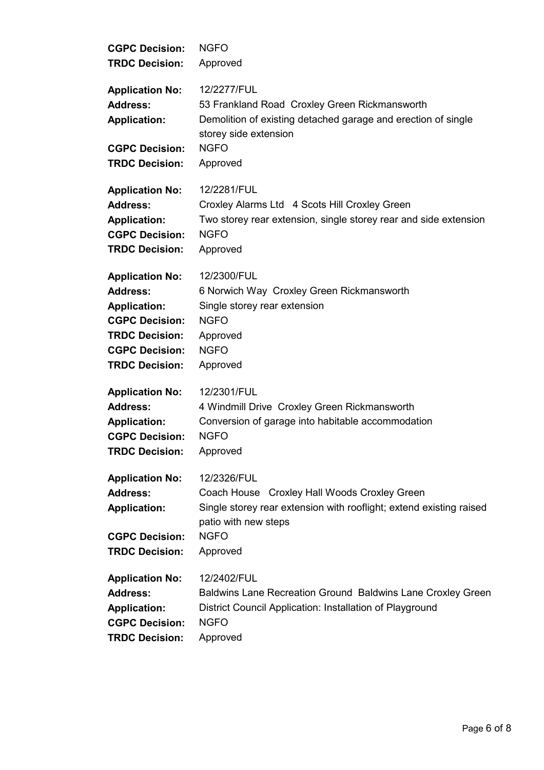**CGPC Decision:** NGFO
**TRDC Decision:** Approved

**Application No:** 12/2277/FUL
**Address:** 53 Frankland Road Croxley Green Rickmansworth
**Application:** Demolition of existing detached garage and erection of single storey side extension
**CGPC Decision:** NGFO
**TRDC Decision:** Approved

**Application No:** 12/2281/FUL
**Address:** Croxley Alarms Ltd 4 Scots Hill Croxley Green
**Application:** Two storey rear extension, single storey rear and side extension
**CGPC Decision:** NGFO
**TRDC Decision:** Approved

**Application No:** 12/2300/FUL
**Address:** 6 Norwich Way Croxley Green Rickmansworth
**Application:** Single storey rear extension
**CGPC Decision:** NGFO
**TRDC Decision:** Approved
**CGPC Decision:** NGFO
**TRDC Decision:** Approved

**Application No:** 12/2301/FUL
**Address:** 4 Windmill Drive Croxley Green Rickmansworth
**Application:** Conversion of garage into habitable accommodation
**CGPC Decision:** NGFO
**TRDC Decision:** Approved

**Application No:** 12/2326/FUL
**Address:** Coach House Croxley Hall Woods Croxley Green
**Application:** Single storey rear extension with rooflight; extend existing raised patio with new steps
**CGPC Decision:** NGFO
**TRDC Decision:** Approved

**Application No:** 12/2402/FUL
**Address:** Baldwins Lane Recreation Ground Baldwins Lane Croxley Green
**Application:** District Council Application: Installation of Playground
**CGPC Decision:** NGFO
**TRDC Decision:** Approved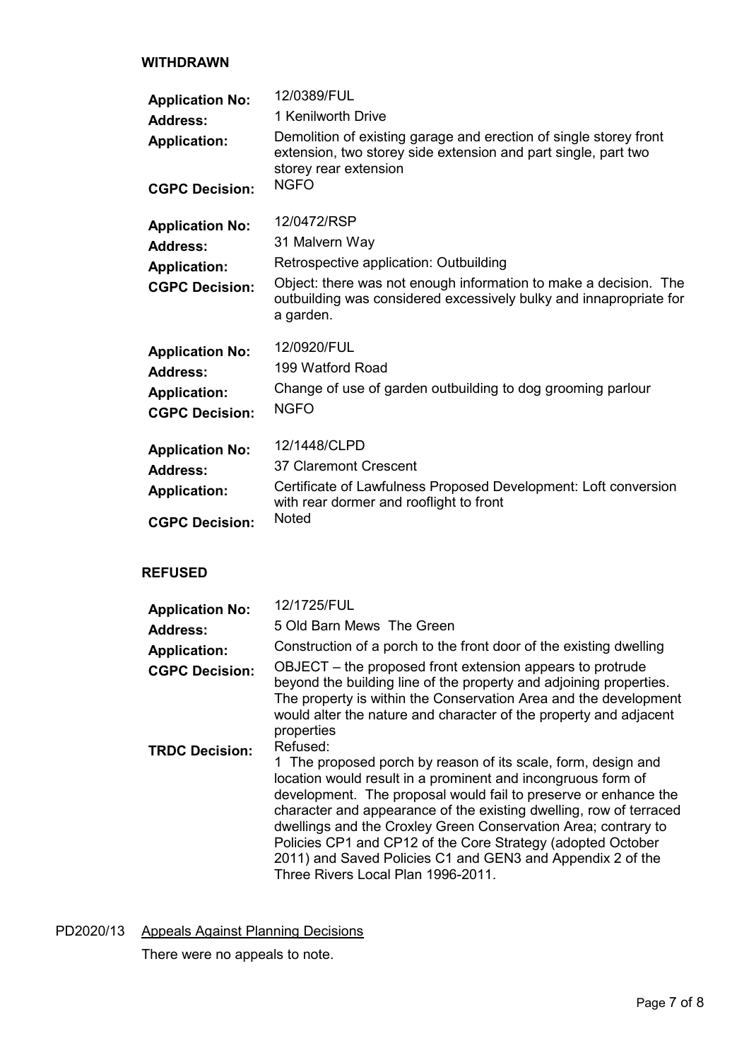**WITHDRAWN**

| | |
|---|---|
| **Application No:** | 12/0389/FUL |
| **Address:** | 1 Kenilworth Drive |
| **Application:** | Demolition of existing garage and erection of single storey front extension, two storey side extension and part single, part two storey rear extension |
| **CGPC Decision:** | NGFO |

| | |
|---|---|
| **Application No:** | 12/0472/RSP |
| **Address:** | 31 Malvern Way |
| **Application:** | Retrospective application: Outbuilding |
| **CGPC Decision:** | Object: there was not enough information to make a decision. The outbuilding was considered excessively bulky and innapropriate for a garden. |

| | |
|---|---|
| **Application No:** | 12/0920/FUL |
| **Address:** | 199 Watford Road |
| **Application:** | Change of use of garden outbuilding to dog grooming parlour |
| **CGPC Decision:** | NGFO |

| | |
|---|---|
| **Application No:** | 12/1448/CLPD |
| **Address:** | 37 Claremont Crescent |
| **Application:** | Certificate of Lawfulness Proposed Development: Loft conversion with rear dormer and rooflight to front |
| **CGPC Decision:** | Noted |

**REFUSED**

| | |
|---|---|
| **Application No:** | 12/1725/FUL |
| **Address:** | 5 Old Barn Mews The Green |
| **Application:** | Construction of a porch to the front door of the existing dwelling |
| **CGPC Decision:** | OBJECT – the proposed front extension appears to protrude beyond the building line of the property and adjoining properties. The property is within the Conservation Area and the development would alter the nature and character of the property and adjacent properties |
| **TRDC Decision:** | Refused:<br>1 The proposed porch by reason of its scale, form, design and location would result in a prominent and incongruous form of development. The proposal would fail to preserve or enhance the character and appearance of the existing dwelling, row of terraced dwellings and the Croxley Green Conservation Area; contrary to Policies CP1 and CP12 of the Core Strategy (adopted October 2011) and Saved Policies C1 and GEN3 and Appendix 2 of the Three Rivers Local Plan 1996-2011. |

PD2020/13 Appeals Against Planning Decisions

There were no appeals to note.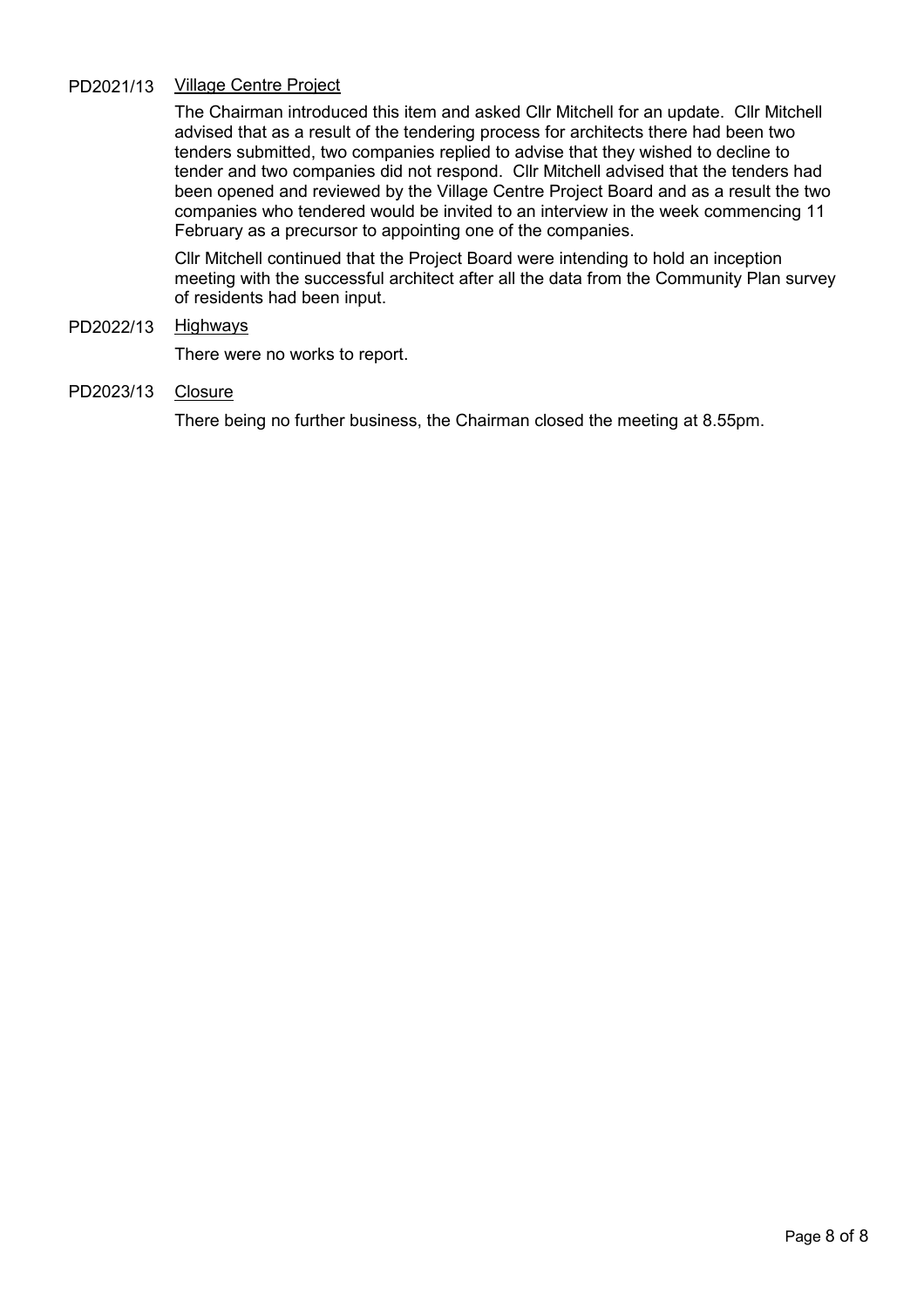PD2021/13 <u>Village Centre Project</u>

The Chairman introduced this item and asked Cllr Mitchell for an update. Cllr Mitchell advised that as a result of the tendering process for architects there had been two tenders submitted, two companies replied to advise that they wished to decline to tender and two companies did not respond. Cllr Mitchell advised that the tenders had been opened and reviewed by the Village Centre Project Board and as a result the two companies who tendered would be invited to an interview in the week commencing 11 February as a precursor to appointing one of the companies.

Cllr Mitchell continued that the Project Board were intending to hold an inception meeting with the successful architect after all the data from the Community Plan survey of residents had been input.

PD2022/13 <u>Highways</u>

There were no works to report.

PD2023/13 <u>Closure</u>

There being no further business, the Chairman closed the meeting at 8.55pm.